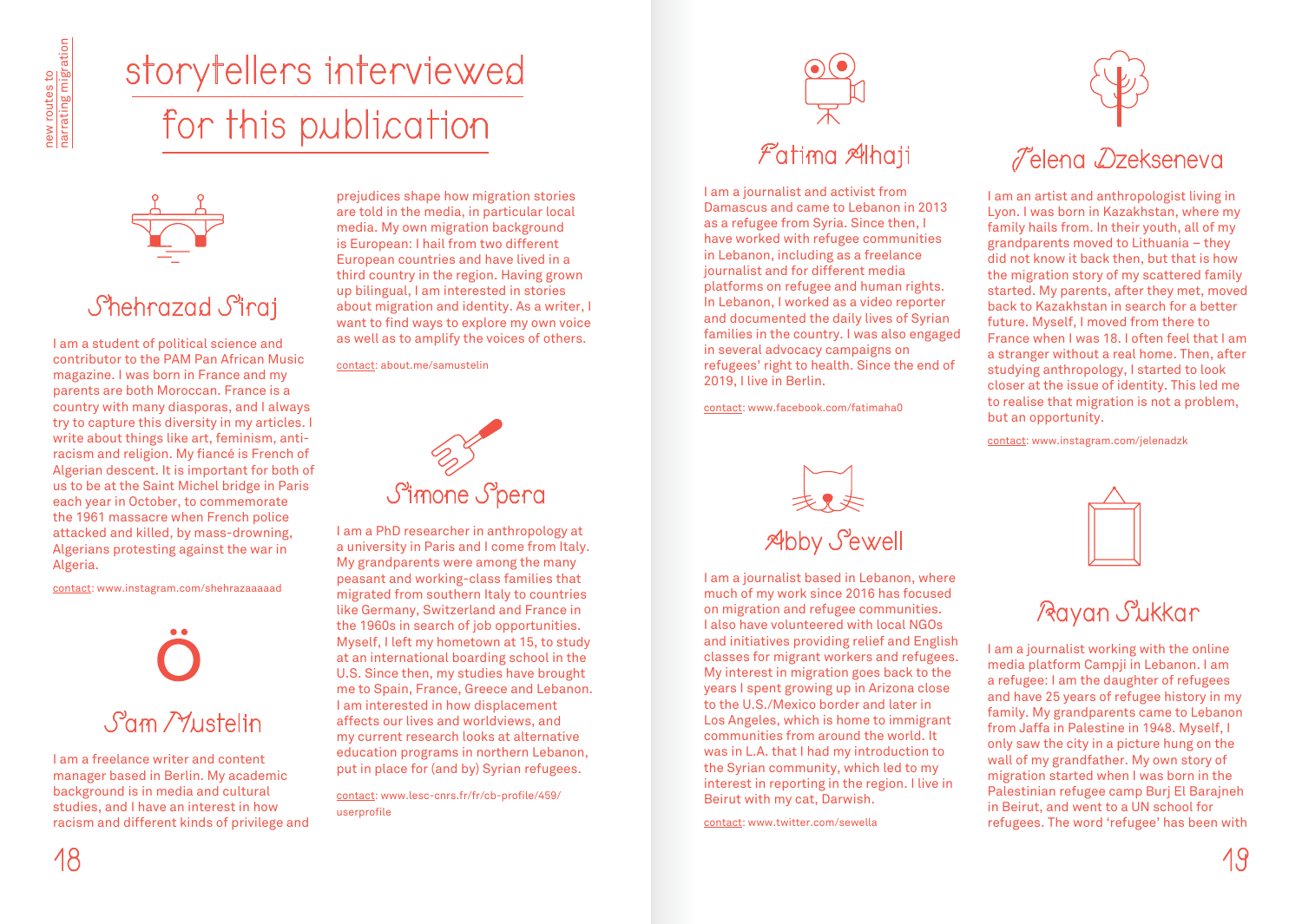# storytellers interviewed for this publication

## Shehrazad Siraj

I am a student of political science and contributor to the PAM Pan African Music magazine. I was born in France and my parents are both Moroccan. France is a country with many diasporas, and I always try to capture this diversity in my articles. I write about things like art, feminism, anti-racism and religion. My fiancé is French of Algerian descent. It is important for both of us to be at the Saint Michel bridge in Paris each year in October, to commemorate the 1961 massacre when French police attacked and killed, by mass-drowning, Algerians protesting against the war in Algeria.

contact: www.instagram.com/shehrazaaaaad

## Sam Mustelin

I am a freelance writer and content manager based in Berlin. My academic background is in media and cultural studies, and I have an interest in how racism and different kinds of privilege and prejudices shape how migration stories are told in the media, in particular local media. My own migration background is European: I hail from two different European countries and have lived in a third country in the region. Having grown up bilingual, I am interested in stories about migration and identity. As a writer, I want to find ways to explore my own voice as well as to amplify the voices of others.

contact: about.me/samustelin

## Simone Spera

I am a PhD researcher in anthropology at a university in Paris and I come from Italy. My grandparents were among the many peasant and working-class families that migrated from southern Italy to countries like Germany, Switzerland and France in the 1960s in search of job opportunities. Myself, I left my hometown at 15, to study at an international boarding school in the U.S. Since then, my studies have brought me to Spain, France, Greece and Lebanon. I am interested in how displacement affects our lives and worldviews, and my current research looks at alternative education programs in northern Lebanon, put in place for (and by) Syrian refugees.

contact: www.lesc-cnrs.fr/fr/cb-profile/459/userprofile

## Fatima Alhaji

I am a journalist and activist from Damascus and came to Lebanon in 2013 as a refugee from Syria. Since then, I have worked with refugee communities in Lebanon, including as a freelance journalist and for different media platforms on refugee and human rights. In Lebanon, I worked as a video reporter and documented the daily lives of Syrian families in the country. I was also engaged in several advocacy campaigns on refugees' right to health. Since the end of 2019, I live in Berlin.

contact: www.facebook.com/fatimaha0

## Abby Sewell

I am a journalist based in Lebanon, where much of my work since 2016 has focused on migration and refugee communities. I also have volunteered with local NGOs and initiatives providing relief and English classes for migrant workers and refugees. My interest in migration goes back to the years I spent growing up in Arizona close to the U.S./Mexico border and later in Los Angeles, which is home to immigrant communities from around the world. It was in L.A. that I had my introduction to the Syrian community, which led to my interest in reporting in the region. I live in Beirut with my cat, Darwish.

contact: www.twitter.com/sewella

## Jelena Dzekseneva

I am an artist and anthropologist living in Lyon. I was born in Kazakhstan, where my family hails from. In their youth, all of my grandparents moved to Lithuania – they did not know it back then, but that is how the migration story of my scattered family started. My parents, after they met, moved back to Kazakhstan in search for a better future. Myself, I moved from there to France when I was 18. I often feel that I am a stranger without a real home. Then, after studying anthropology, I started to look closer at the issue of identity. This led me to realise that migration is not a problem, but an opportunity.

contact: www.instagram.com/jelenadzk

## Rayan Sukkar

I am a journalist working with the online media platform Campji in Lebanon. I am a refugee: I am the daughter of refugees and have 25 years of refugee history in my family. My grandparents came to Lebanon from Jaffa in Palestine in 1948. Myself, I only saw the city in a picture hung on the wall of my grandfather. My own story of migration started when I was born in the Palestinian refugee camp Burj El Barajneh in Beirut, and went to a UN school for refugees. The word 'refugee' has been with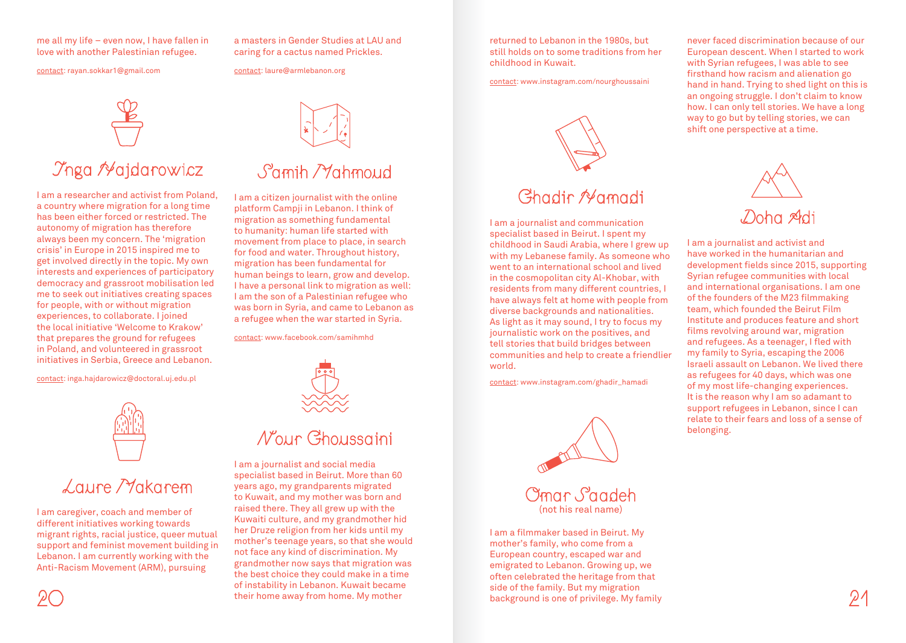me all my life – even now, I have fallen in love with another Palestinian refugee.

contact: rayan.sokkar1@gmail.com

## Inga Hajdarowicz

I am a researcher and activist from Poland, a country where migration for a long time has been either forced or restricted. The autonomy of migration has therefore always been my concern. The 'migration crisis' in Europe in 2015 inspired me to get involved directly in the topic. My own interests and experiences of participatory democracy and grassroot mobilisation led me to seek out initiatives creating spaces for people, with or without migration experiences, to collaborate. I joined the local initiative 'Welcome to Krakow' that prepares the ground for refugees in Poland, and volunteered in grassroot initiatives in Serbia, Greece and Lebanon.

contact: inga.hajdarowicz@doctoral.uj.edu.pl

## Laure Makarem

I am caregiver, coach and member of different initiatives working towards migrant rights, racial justice, queer mutual support and feminist movement building in Lebanon. I am currently working with the Anti-Racism Movement (ARM), pursuing a masters in Gender Studies at LAU and caring for a cactus named Prickles.

contact: laure@armlebanon.org

## Samih Mahmoud

I am a citizen journalist with the online platform Campji in Lebanon. I think of migration as something fundamental to humanity: human life started with movement from place to place, in search for food and water. Throughout history, migration has been fundamental for human beings to learn, grow and develop. I have a personal link to migration as well: I am the son of a Palestinian refugee who was born in Syria, and came to Lebanon as a refugee when the war started in Syria.

contact: www.facebook.com/samihmhd

## Nour Ghoussaini

I am a journalist and social media specialist based in Beirut. More than 60 years ago, my grandparents migrated to Kuwait, and my mother was born and raised there. They all grew up with the Kuwaiti culture, and my grandmother hid her Druze religion from her kids until my mother's teenage years, so that she would not face any kind of discrimination. My grandmother now says that migration was the best choice they could make in a time of instability in Lebanon. Kuwait became their home away from home. My mother returned to Lebanon in the 1980s, but still holds on to some traditions from her childhood in Kuwait.

contact: www.instagram.com/nourghoussaini

## Ghadir Hamadi

I am a journalist and communication specialist based in Beirut. I spent my childhood in Saudi Arabia, where I grew up with my Lebanese family. As someone who went to an international school and lived in the cosmopolitan city Al-Khobar, with residents from many different countries, I have always felt at home with people from diverse backgrounds and nationalities. As light as it may sound, I try to focus my journalistic work on the positives, and tell stories that build bridges between communities and help to create a friendlier world.

contact: www.instagram.com/ghadir_hamadi

## Omar Saadeh
(not his real name)

I am a filmmaker based in Beirut. My mother's family, who come from a European country, escaped war and emigrated to Lebanon. Growing up, we often celebrated the heritage from that side of the family. But my migration background is one of privilege. My family never faced discrimination because of our European descent. When I started to work with Syrian refugees, I was able to see firsthand how racism and alienation go hand in hand. Trying to shed light on this is an ongoing struggle. I don't claim to know how. I can only tell stories. We have a long way to go but by telling stories, we can shift one perspective at a time.

## Doha Adi

I am a journalist and activist and have worked in the humanitarian and development fields since 2015, supporting Syrian refugee communities with local and international organisations. I am one of the founders of the M23 filmmaking team, which founded the Beirut Film Institute and produces feature and short films revolving around war, migration and refugees. As a teenager, I fled with my family to Syria, escaping the 2006 Israeli assault on Lebanon. We lived there as refugees for 40 days, which was one of my most life-changing experiences. It is the reason why I am so adamant to support refugees in Lebanon, since I can relate to their fears and loss of a sense of belonging.